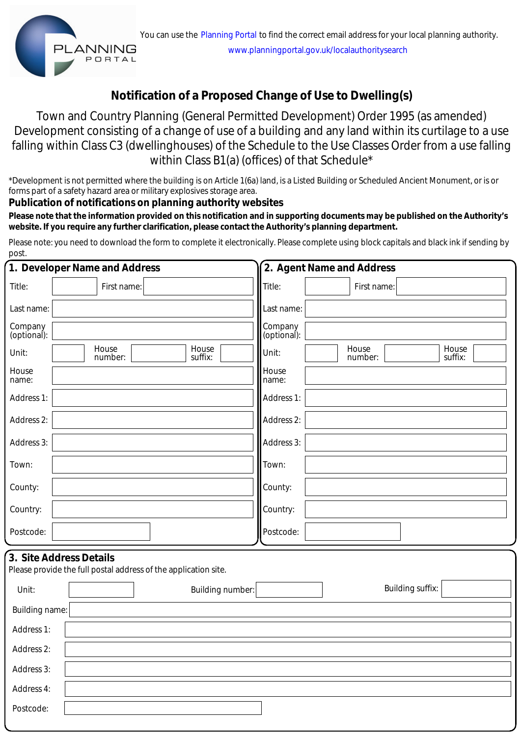You can use the Planning Portal to find the correct email address for your local planning authority.
www.planningportal.gov.uk/localauthoritysearch

# Notification of a Proposed Change of Use to Dwelling(s)

Town and Country Planning (General Permitted Development) Order 1995 (as amended)
Development consisting of a change of use of a building and any land within its curtilage to a use falling within Class C3 (dwellinghouses) of the Schedule to the Use Classes Order from a use falling within Class B1(a) (offices) of that Schedule*

*Development is not permitted where the building is on Article 1(6a) land, is a Listed Building or Scheduled Ancient Monument, or is or forms part of a safety hazard area or military explosives storage area.

## Publication of notifications on planning authority websites

**Please note that the information provided on this notification and in supporting documents may be published on the Authority's website. If you require any further clarification, please contact the Authority's planning department.**

Please note: you need to download the form to complete it electronically. Please complete using block capitals and black ink if sending by post.

## 1. Developer Name and Address

Title:
First name:
Last name:
Company (optional):
Unit:
House number:
House suffix:
House name:
Address 1:
Address 2:
Address 3:
Town:
County:
Country:
Postcode:

## 2. Agent Name and Address

Title:
First name:
Last name:
Company (optional):
Unit:
House number:
House suffix:
House name:
Address 1:
Address 2:
Address 3:
Town:
County:
Country:
Postcode:

## 3. Site Address Details

Please provide the full postal address of the application site.

Unit:
Building number:
Building suffix:
Building name:
Address 1:
Address 2:
Address 3:
Address 4:
Postcode: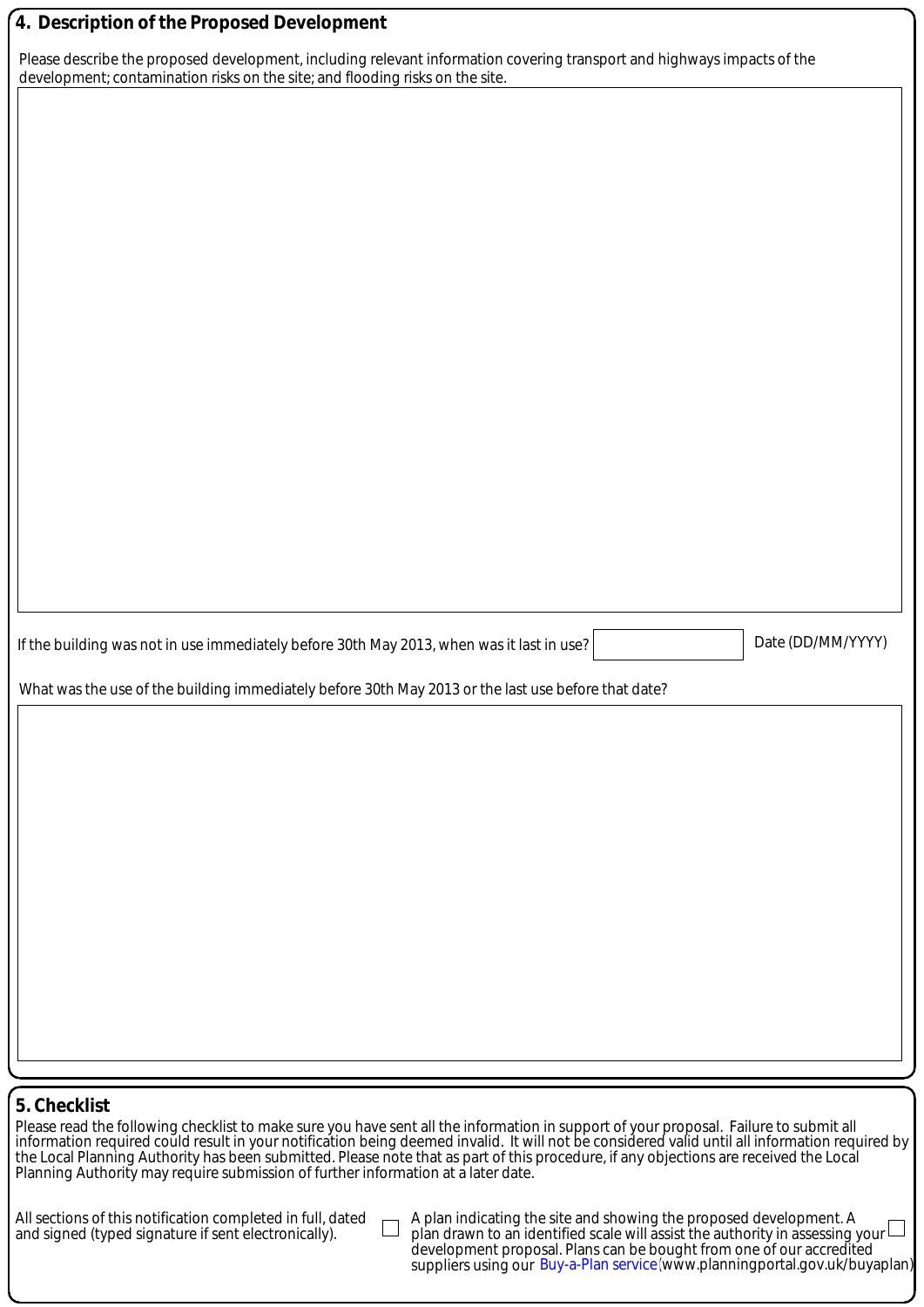## 4. Description of the Proposed Development

Please describe the proposed development, including relevant information covering transport and highways impacts of the development; contamination risks on the site; and flooding risks on the site.

If the building was not in use immediately before 30th May 2013, when was it last in use? Date (DD/MM/YYYY)

What was the use of the building immediately before 30th May 2013 or the last use before that date?

## 5. Checklist

Please read the following checklist to make sure you have sent all the information in support of your proposal. Failure to submit all information required could result in your notification being deemed invalid. It will not be considered valid until all information required by the Local Planning Authority has been submitted. Please note that as part of this procedure, if any objections are received the Local Planning Authority may require submission of further information at a later date.

- All sections of this notification completed in full, dated and signed (typed signature if sent electronically).
- A plan indicating the site and showing the proposed development. A plan drawn to an identified scale will assist the authority in assessing your development proposal. Plans can be bought from one of our accredited suppliers using our Buy-a-Plan service (www.planningportal.gov.uk/buyaplan)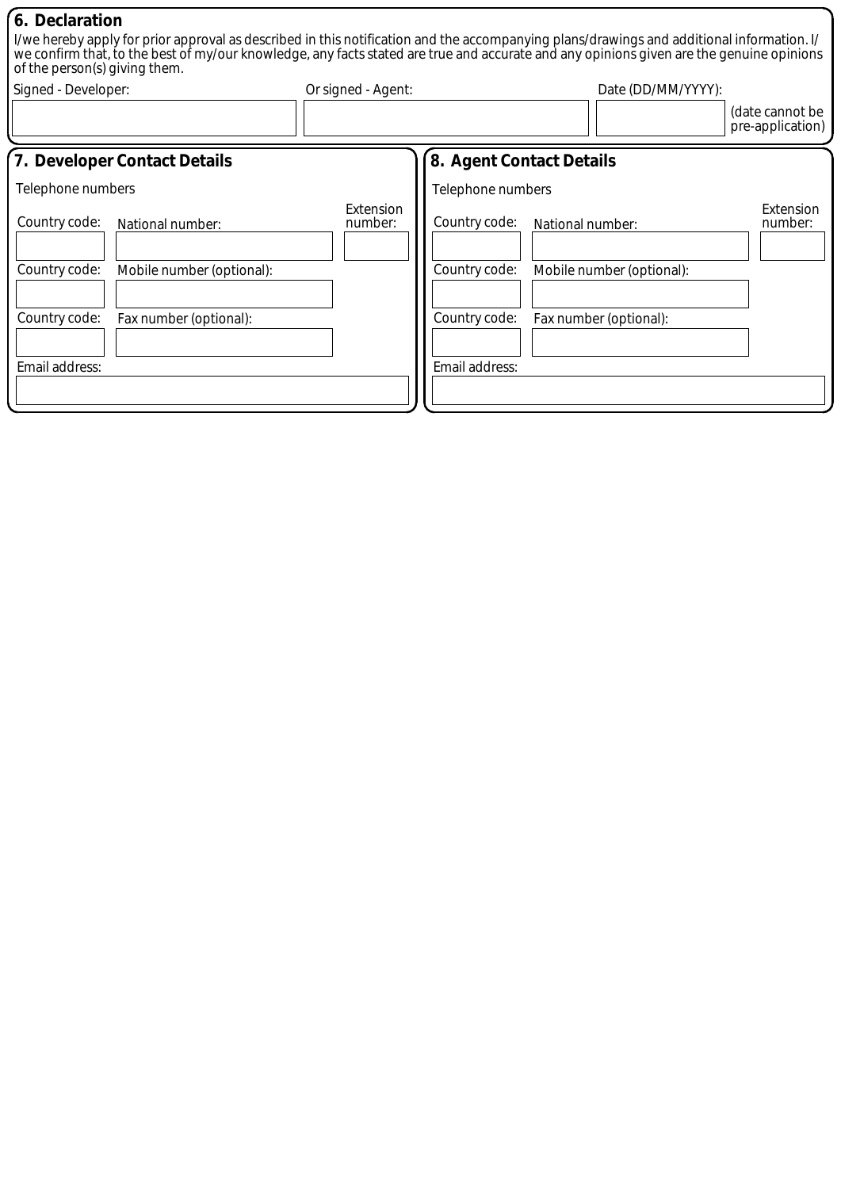## 6. Declaration

I/we hereby apply for prior approval as described in this notification and the accompanying plans/drawings and additional information. I/we confirm that, to the best of my/our knowledge, any facts stated are true and accurate and any opinions given are the genuine opinions of the person(s) giving them.

| Signed - Developer: | Or signed - Agent: | Date (DD/MM/YYYY): |
|---|---|---|
| | | (date cannot be pre-application) |

## 7. Developer Contact Details

Telephone numbers

| Country code: | National number: | Extension number: |
|---|---|---|
| | | |

| Country code: | Mobile number (optional): |
|---|---|
| | |

| Country code: | Fax number (optional): |
|---|---|
| | |

Email address:

## 8. Agent Contact Details

Telephone numbers

| Country code: | National number: | Extension number: |
|---|---|---|
| | | |

| Country code: | Mobile number (optional): |
|---|---|
| | |

| Country code: | Fax number (optional): |
|---|---|
| | |

Email address: